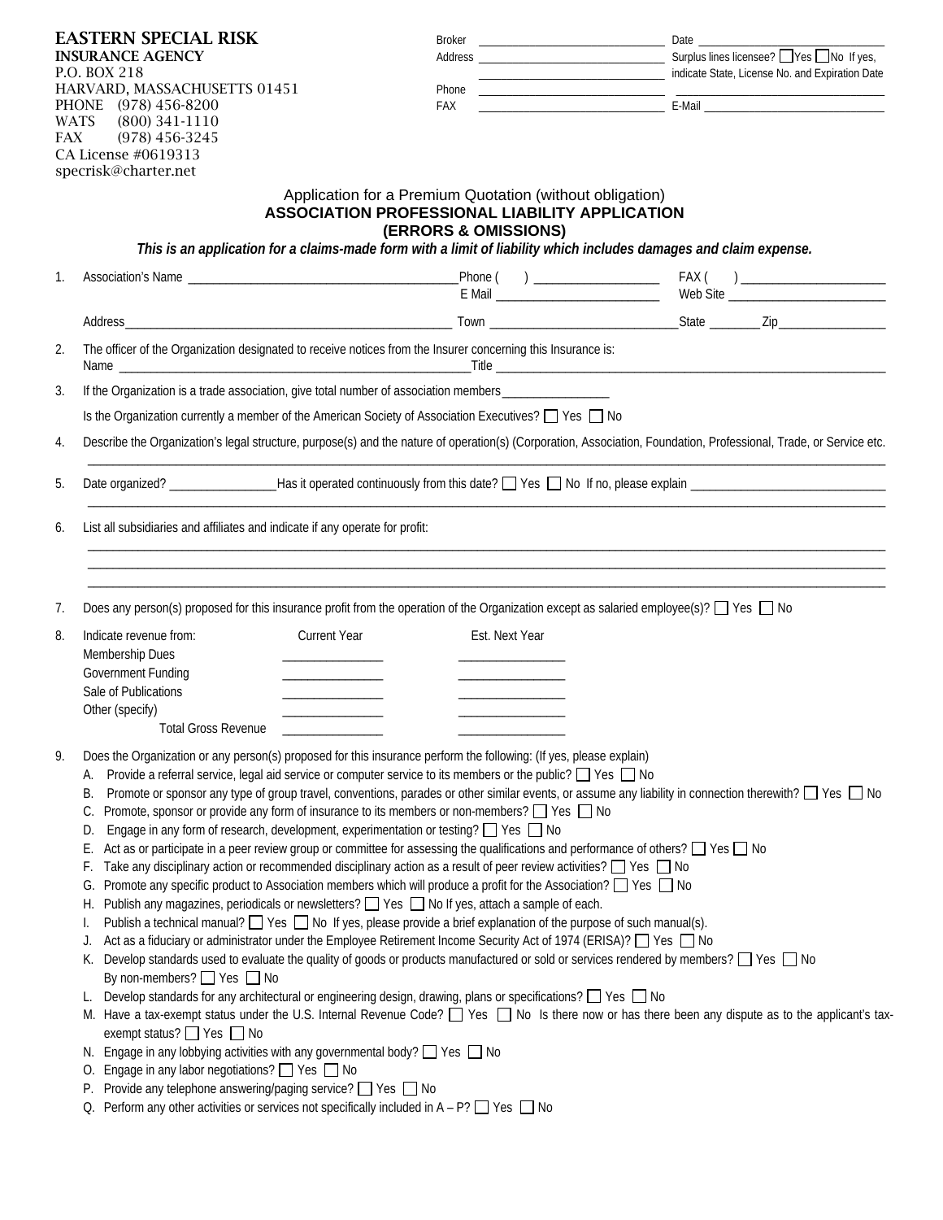**EASTERN SPECIAL RISK**
**INSURANCE AGENCY**
P.O. BOX 218
HARVARD, MASSACHUSETTS 01451
PHONE (978) 456-8200
WATS (800) 341-1110
FAX (978) 456-3245
CA License #0619313
specrisk@charter.net

Broker ______________________________ Date ______________________________
Address ______________________________ Surplus lines licensee? ☐ Yes ☐ No If yes, indicate State, License No. and Expiration Date
______________________________ ______________________________
Phone ______________________________
FAX ______________________________ E-Mail ______________________________

Application for a Premium Quotation (without obligation)

## ASSOCIATION PROFESSIONAL LIABILITY APPLICATION (ERRORS & OMISSIONS)

***This is an application for a claims-made form with a limit of liability which includes damages and claim expense.***

1. Association's Name ______________________________ Phone ( ) ______________ FAX ( ) ______________
   E Mail ______________________ Web Site ______________________
   Address ______________________________ Town ______________________ State ________ Zip ______________

2. The officer of the Organization designated to receive notices from the Insurer concerning this Insurance is:
   Name ______________________________ Title ______________________________

3. If the Organization is a trade association, give total number of association members ______________
   Is the Organization currently a member of the American Society of Association Executives? ☐ Yes ☐ No

4. Describe the Organization's legal structure, purpose(s) and the nature of operation(s) (Corporation, Association, Foundation, Professional, Trade, or Service etc.
   ______________________________________________________________________________

5. Date organized? ______________ Has it operated continuously from this date? ☐ Yes ☐ No If no, please explain ______________________________
   ______________________________________________________________________________

6. List all subsidiaries and affiliates and indicate if any operate for profit:
   ______________________________________________________________________________
   ______________________________________________________________________________
   ______________________________________________________________________________

7. Does any person(s) proposed for this insurance profit from the operation of the Organization except as salaried employee(s)? ☐ Yes ☐ No

8. Indicate revenue from:

| | Current Year | Est. Next Year |
|---|---|---|
| Membership Dues | ______________ | ______________ |
| Government Funding | ______________ | ______________ |
| Sale of Publications | ______________ | ______________ |
| Other (specify) | ______________ | ______________ |
| Total Gross Revenue | ______________ | ______________ |

9. Does the Organization or any person(s) proposed for this insurance perform the following: (If yes, please explain)
   A. Provide a referral service, legal aid service or computer service to its members or the public? ☐ Yes ☐ No
   B. Promote or sponsor any type of group travel, conventions, parades or other similar events, or assume any liability in connection therewith? ☐ Yes ☐ No
   C. Promote, sponsor or provide any form of insurance to its members or non-members? ☐ Yes ☐ No
   D. Engage in any form of research, development, experimentation or testing? ☐ Yes ☐ No
   E. Act as or participate in a peer review group or committee for assessing the qualifications and performance of others? ☐ Yes ☐ No
   F. Take any disciplinary action or recommended disciplinary action as a result of peer review activities? ☐ Yes ☐ No
   G. Promote any specific product to Association members which will produce a profit for the Association? ☐ Yes ☐ No
   H. Publish any magazines, periodicals or newsletters? ☐ Yes ☐ No If yes, attach a sample of each.
   I. Publish a technical manual? ☐ Yes ☐ No If yes, please provide a brief explanation of the purpose of such manual(s).
   J. Act as a fiduciary or administrator under the Employee Retirement Income Security Act of 1974 (ERISA)? ☐ Yes ☐ No
   K. Develop standards used to evaluate the quality of goods or products manufactured or sold or services rendered by members? ☐ Yes ☐ No
      By non-members? ☐ Yes ☐ No
   L. Develop standards for any architectural or engineering design, drawing, plans or specifications? ☐ Yes ☐ No
   M. Have a tax-exempt status under the U.S. Internal Revenue Code? ☐ Yes ☐ No Is there now or has there been any dispute as to the applicant's tax-exempt status? ☐ Yes ☐ No
   N. Engage in any lobbying activities with any governmental body? ☐ Yes ☐ No
   O. Engage in any labor negotiations? ☐ Yes ☐ No
   P. Provide any telephone answering/paging service? ☐ Yes ☐ No
   Q. Perform any other activities or services not specifically included in A – P? ☐ Yes ☐ No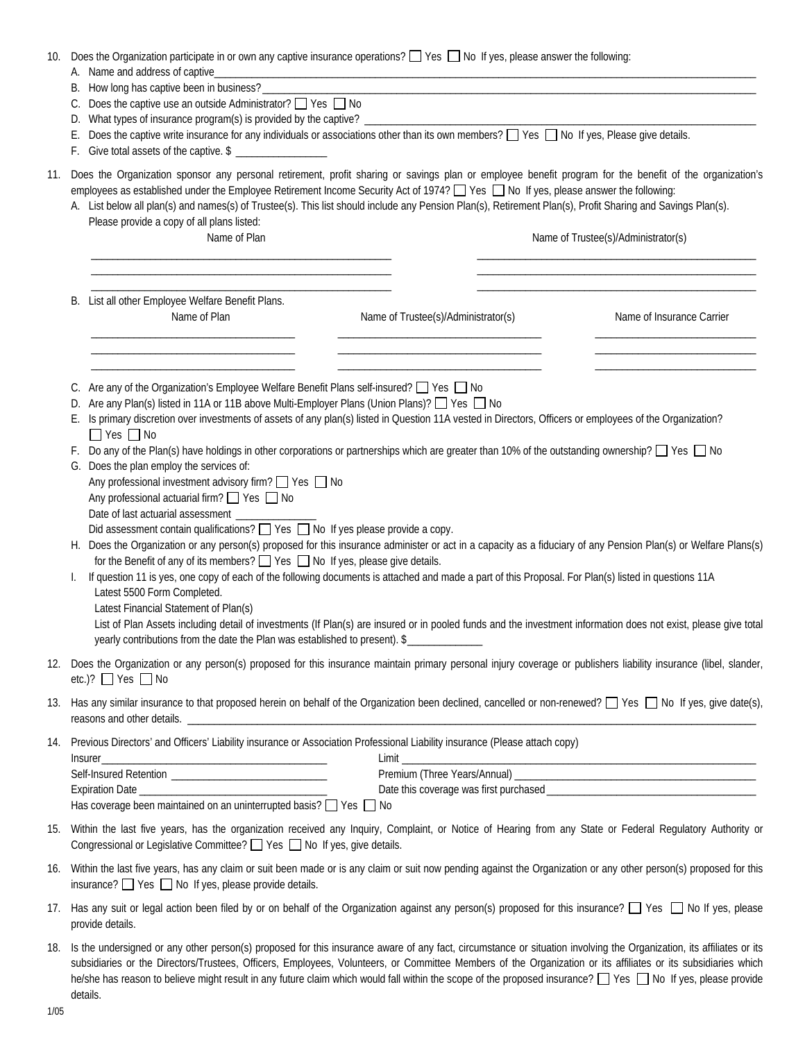10. Does the Organization participate in or own any captive insurance operations? ☐ Yes ☐ No If yes, please answer the following:
    A. Name and address of captive________________________________________________________________
    B. How long has captive been in business?______________________________________________________
    C. Does the captive use an outside Administrator? ☐ Yes ☐ No
    D. What types of insurance program(s) is provided by the captive? ___________________________________
    E. Does the captive write insurance for any individuals or associations other than its own members? ☐ Yes ☐ No If yes, Please give details.
    F. Give total assets of the captive. $ _________________

11. Does the Organization sponsor any personal retirement, profit sharing or savings plan or employee benefit program for the benefit of the organization's employees as established under the Employee Retirement Income Security Act of 1974? ☐ Yes ☐ No If yes, please answer the following:
    A. List below all plan(s) and names(s) of Trustee(s). This list should include any Pension Plan(s), Retirement Plan(s), Profit Sharing and Savings Plan(s). Please provide a copy of all plans listed:

| Name of Plan | Name of Trustee(s)/Administrator(s) |
| --- | --- |
| | |
| | |
| | |

    B. List all other Employee Welfare Benefit Plans.

| Name of Plan | Name of Trustee(s)/Administrator(s) | Name of Insurance Carrier |
| --- | --- | --- |
| | | |
| | | |
| | | |

    C. Are any of the Organization's Employee Welfare Benefit Plans self-insured? ☐ Yes ☐ No
    D. Are any Plan(s) listed in 11A or 11B above Multi-Employer Plans (Union Plans)? ☐ Yes ☐ No
    E. Is primary discretion over investments of assets of any plan(s) listed in Question 11A vested in Directors, Officers or employees of the Organization? ☐ Yes ☐ No
    F. Do any of the Plan(s) have holdings in other corporations or partnerships which are greater than 10% of the outstanding ownership? ☐ Yes ☐ No
    G. Does the plan employ the services of:
       Any professional investment advisory firm? ☐ Yes ☐ No
       Any professional actuarial firm? ☐ Yes ☐ No
       Date of last actuarial assessment _______________
       Did assessment contain qualifications? ☐ Yes ☐ No If yes please provide a copy.
    H. Does the Organization or any person(s) proposed for this insurance administer or act in a capacity as a fiduciary of any Pension Plan(s) or Welfare Plans(s) for the Benefit of any of its members? ☐ Yes ☐ No If yes, please give details.
    I. If question 11 is yes, one copy of each of the following documents is attached and made a part of this Proposal. For Plan(s) listed in questions 11A
       Latest 5500 Form Completed.
       Latest Financial Statement of Plan(s)
       List of Plan Assets including detail of investments (If Plan(s) are insured or in pooled funds and the investment information does not exist, please give total yearly contributions from the date the Plan was established to present). $_____________

12. Does the Organization or any person(s) proposed for this insurance maintain primary personal injury coverage or publishers liability insurance (libel, slander, etc.)? ☐ Yes ☐ No

13. Has any similar insurance to that proposed herein on behalf of the Organization been declined, cancelled or non-renewed? ☐ Yes ☐ No If yes, give date(s), reasons and other details. ______________________________________________

14. Previous Directors' and Officers' Liability insurance or Association Professional Liability insurance (Please attach copy)
    Insurer_________________________________ Limit _________________________________
    Self-Insured Retention _____________________ Premium (Three Years/Annual) _____________________
    Expiration Date ___________________________ Date this coverage was first purchased ________________
    Has coverage been maintained on an uninterrupted basis? ☐ Yes ☐ No

15. Within the last five years, has the organization received any Inquiry, Complaint, or Notice of Hearing from any State or Federal Regulatory Authority or Congressional or Legislative Committee? ☐ Yes ☐ No If yes, give details.

16. Within the last five years, has any claim or suit been made or is any claim or suit now pending against the Organization or any other person(s) proposed for this insurance? ☐ Yes ☐ No If yes, please provide details.

17. Has any suit or legal action been filed by or on behalf of the Organization against any person(s) proposed for this insurance? ☐ Yes ☐ No If yes, please provide details.

18. Is the undersigned or any other person(s) proposed for this insurance aware of any fact, circumstance or situation involving the Organization, its affiliates or its subsidiaries or the Directors/Trustees, Officers, Employees, Volunteers, or Committee Members of the Organization or its affiliates or its subsidiaries which he/she has reason to believe might result in any future claim which would fall within the scope of the proposed insurance? ☐ Yes ☐ No If yes, please provide details.

1/05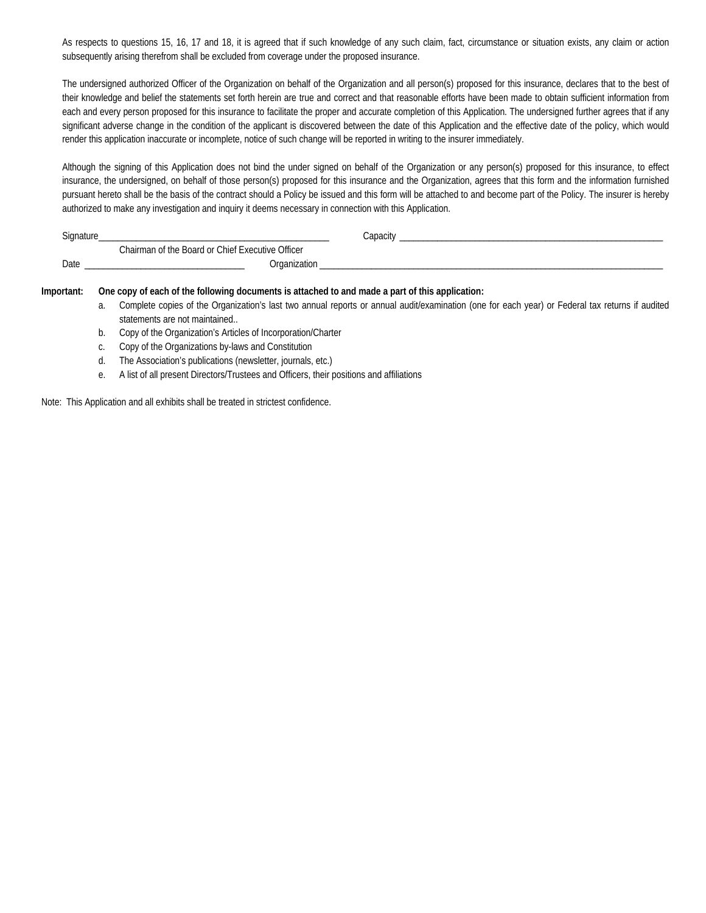As respects to questions 15, 16, 17 and 18, it is agreed that if such knowledge of any such claim, fact, circumstance or situation exists, any claim or action subsequently arising therefrom shall be excluded from coverage under the proposed insurance.

The undersigned authorized Officer of the Organization on behalf of the Organization and all person(s) proposed for this insurance, declares that to the best of their knowledge and belief the statements set forth herein are true and correct and that reasonable efforts have been made to obtain sufficient information from each and every person proposed for this insurance to facilitate the proper and accurate completion of this Application. The undersigned further agrees that if any significant adverse change in the condition of the applicant is discovered between the date of this Application and the effective date of the policy, which would render this application inaccurate or incomplete, notice of such change will be reported in writing to the insurer immediately.

Although the signing of this Application does not bind the under signed on behalf of the Organization or any person(s) proposed for this insurance, to effect insurance, the undersigned, on behalf of those person(s) proposed for this insurance and the Organization, agrees that this form and the information furnished pursuant hereto shall be the basis of the contract should a Policy be issued and this form will be attached to and become part of the Policy. The insurer is hereby authorized to make any investigation and inquiry it deems necessary in connection with this Application.

Signature_______________________________________________ Capacity _______________________________________________________

Chairman of the Board or Chief Executive Officer

Date _________________________________ Organization ______________________________________________________________________

**Important: One copy of each of the following documents is attached to and made a part of this application:**

a. Complete copies of the Organization's last two annual reports or annual audit/examination (one for each year) or Federal tax returns if audited statements are not maintained..
b. Copy of the Organization's Articles of Incorporation/Charter
c. Copy of the Organizations by-laws and Constitution
d. The Association's publications (newsletter, journals, etc.)
e. A list of all present Directors/Trustees and Officers, their positions and affiliations

Note: This Application and all exhibits shall be treated in strictest confidence.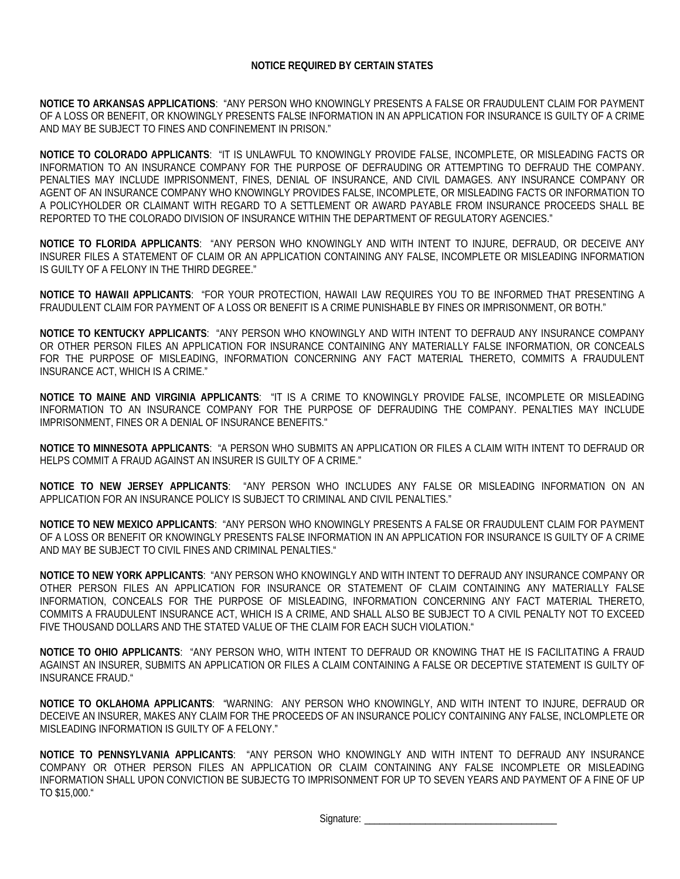**NOTICE REQUIRED BY CERTAIN STATES**

**NOTICE TO ARKANSAS APPLICATIONS**: "ANY PERSON WHO KNOWINGLY PRESENTS A FALSE OR FRAUDULENT CLAIM FOR PAYMENT OF A LOSS OR BENEFIT, OR KNOWINGLY PRESENTS FALSE INFORMATION IN AN APPLICATION FOR INSURANCE IS GUILTY OF A CRIME AND MAY BE SUBJECT TO FINES AND CONFINEMENT IN PRISON."

**NOTICE TO COLORADO APPLICANTS**: "IT IS UNLAWFUL TO KNOWINGLY PROVIDE FALSE, INCOMPLETE, OR MISLEADING FACTS OR INFORMATION TO AN INSURANCE COMPANY FOR THE PURPOSE OF DEFRAUDING OR ATTEMPTING TO DEFRAUD THE COMPANY. PENALTIES MAY INCLUDE IMPRISONMENT, FINES, DENIAL OF INSURANCE, AND CIVIL DAMAGES. ANY INSURANCE COMPANY OR AGENT OF AN INSURANCE COMPANY WHO KNOWINGLY PROVIDES FALSE, INCOMPLETE, OR MISLEADING FACTS OR INFORMATION TO A POLICYHOLDER OR CLAIMANT WITH REGARD TO A SETTLEMENT OR AWARD PAYABLE FROM INSURANCE PROCEEDS SHALL BE REPORTED TO THE COLORADO DIVISION OF INSURANCE WITHIN THE DEPARTMENT OF REGULATORY AGENCIES."

**NOTICE TO FLORIDA APPLICANTS**: "ANY PERSON WHO KNOWINGLY AND WITH INTENT TO INJURE, DEFRAUD, OR DECEIVE ANY INSURER FILES A STATEMENT OF CLAIM OR AN APPLICATION CONTAINING ANY FALSE, INCOMPLETE OR MISLEADING INFORMATION IS GUILTY OF A FELONY IN THE THIRD DEGREE."

**NOTICE TO HAWAII APPLICANTS**: "FOR YOUR PROTECTION, HAWAII LAW REQUIRES YOU TO BE INFORMED THAT PRESENTING A FRAUDULENT CLAIM FOR PAYMENT OF A LOSS OR BENEFIT IS A CRIME PUNISHABLE BY FINES OR IMPRISONMENT, OR BOTH."

**NOTICE TO KENTUCKY APPLICANTS**: "ANY PERSON WHO KNOWINGLY AND WITH INTENT TO DEFRAUD ANY INSURANCE COMPANY OR OTHER PERSON FILES AN APPLICATION FOR INSURANCE CONTAINING ANY MATERIALLY FALSE INFORMATION, OR CONCEALS FOR THE PURPOSE OF MISLEADING, INFORMATION CONCERNING ANY FACT MATERIAL THERETO, COMMITS A FRAUDULENT INSURANCE ACT, WHICH IS A CRIME."

**NOTICE TO MAINE AND VIRGINIA APPLICANTS**: "IT IS A CRIME TO KNOWINGLY PROVIDE FALSE, INCOMPLETE OR MISLEADING INFORMATION TO AN INSURANCE COMPANY FOR THE PURPOSE OF DEFRAUDING THE COMPANY. PENALTIES MAY INCLUDE IMPRISONMENT, FINES OR A DENIAL OF INSURANCE BENEFITS."

**NOTICE TO MINNESOTA APPLICANTS**: "A PERSON WHO SUBMITS AN APPLICATION OR FILES A CLAIM WITH INTENT TO DEFRAUD OR HELPS COMMIT A FRAUD AGAINST AN INSURER IS GUILTY OF A CRIME."

**NOTICE TO NEW JERSEY APPLICANTS**: "ANY PERSON WHO INCLUDES ANY FALSE OR MISLEADING INFORMATION ON AN APPLICATION FOR AN INSURANCE POLICY IS SUBJECT TO CRIMINAL AND CIVIL PENALTIES."

**NOTICE TO NEW MEXICO APPLICANTS**: "ANY PERSON WHO KNOWINGLY PRESENTS A FALSE OR FRAUDULENT CLAIM FOR PAYMENT OF A LOSS OR BENEFIT OR KNOWINGLY PRESENTS FALSE INFORMATION IN AN APPLICATION FOR INSURANCE IS GUILTY OF A CRIME AND MAY BE SUBJECT TO CIVIL FINES AND CRIMINAL PENALTIES."

**NOTICE TO NEW YORK APPLICANTS**: "ANY PERSON WHO KNOWINGLY AND WITH INTENT TO DEFRAUD ANY INSURANCE COMPANY OR OTHER PERSON FILES AN APPLICATION FOR INSURANCE OR STATEMENT OF CLAIM CONTAINING ANY MATERIALLY FALSE INFORMATION, CONCEALS FOR THE PURPOSE OF MISLEADING, INFORMATION CONCERNING ANY FACT MATERIAL THERETO, COMMITS A FRAUDULENT INSURANCE ACT, WHICH IS A CRIME, AND SHALL ALSO BE SUBJECT TO A CIVIL PENALTY NOT TO EXCEED FIVE THOUSAND DOLLARS AND THE STATED VALUE OF THE CLAIM FOR EACH SUCH VIOLATION."

**NOTICE TO OHIO APPLICANTS**: "ANY PERSON WHO, WITH INTENT TO DEFRAUD OR KNOWING THAT HE IS FACILITATING A FRAUD AGAINST AN INSURER, SUBMITS AN APPLICATION OR FILES A CLAIM CONTAINING A FALSE OR DECEPTIVE STATEMENT IS GUILTY OF INSURANCE FRAUD."

**NOTICE TO OKLAHOMA APPLICANTS**: "WARNING: ANY PERSON WHO KNOWINGLY, AND WITH INTENT TO INJURE, DEFRAUD OR DECEIVE AN INSURER, MAKES ANY CLAIM FOR THE PROCEEDS OF AN INSURANCE POLICY CONTAINING ANY FALSE, INCLOMPLETE OR MISLEADING INFORMATION IS GUILTY OF A FELONY."

**NOTICE TO PENNSYLVANIA APPLICANTS**: "ANY PERSON WHO KNOWINGLY AND WITH INTENT TO DEFRAUD ANY INSURANCE COMPANY OR OTHER PERSON FILES AN APPLICATION OR CLAIM CONTAINING ANY FALSE INCOMPLETE OR MISLEADING INFORMATION SHALL UPON CONVICTION BE SUBJECTG TO IMPRISONMENT FOR UP TO SEVEN YEARS AND PAYMENT OF A FINE OF UP TO $15,000."

Signature: ______________________________________